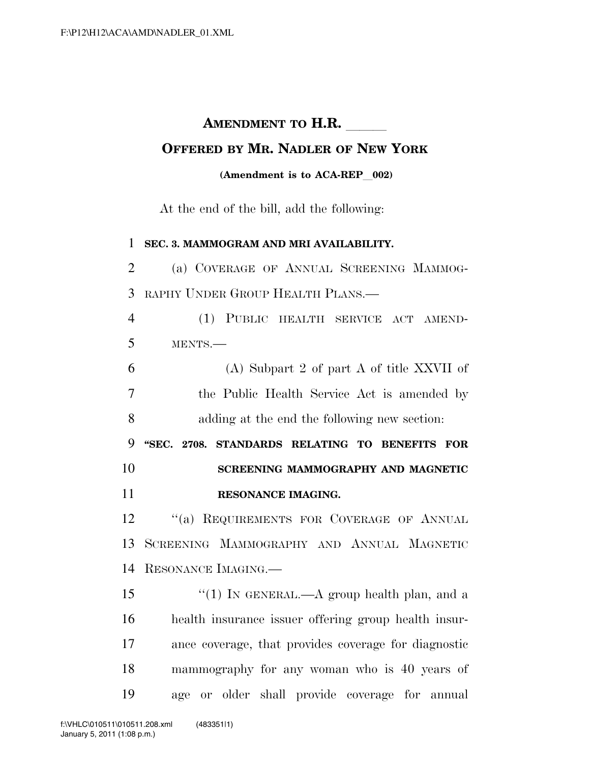# AMENDMENT TO H.R. ______

## OFFERED BY MR. NADLER OF NEW YORK

**(Amendment is to ACA-REP\_002)**

At the end of the bill, add the following:

**SEC. 3. MAMMOGRAM AND MRI AVAILABILITY.**

(a) COVERAGE OF ANNUAL SCREENING MAMMOGRAPHY UNDER GROUP HEALTH PLANS.—

(1) PUBLIC HEALTH SERVICE ACT AMENDMENTS.—

(A) Subpart 2 of part A of title XXVII of the Public Health Service Act is amended by adding at the end the following new section:

**"SEC. 2708. STANDARDS RELATING TO BENEFITS FOR SCREENING MAMMOGRAPHY AND MAGNETIC RESONANCE IMAGING.**

"(a) REQUIREMENTS FOR COVERAGE OF ANNUAL SCREENING MAMMOGRAPHY AND ANNUAL MAGNETIC RESONANCE IMAGING.—

"(1) IN GENERAL.—A group health plan, and a health insurance issuer offering group health insurance coverage, that provides coverage for diagnostic mammography for any woman who is 40 years of age or older shall provide coverage for annual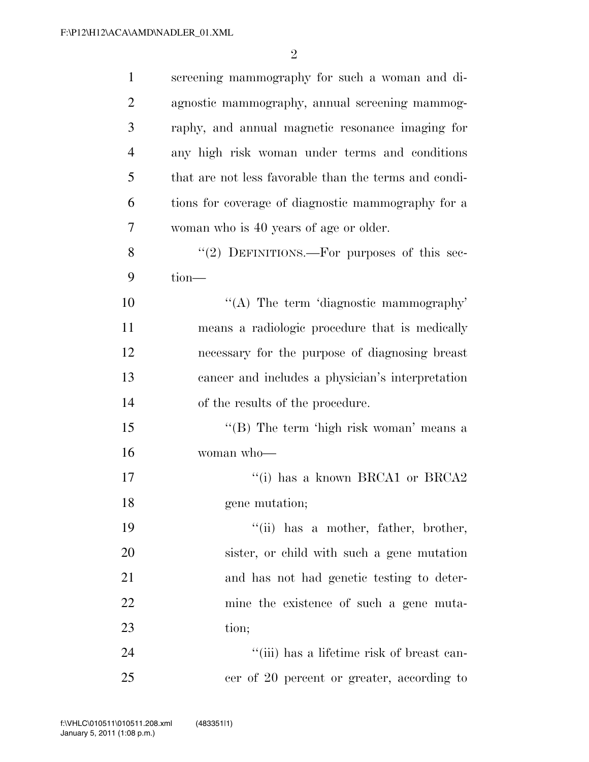screening mammography for such a woman and diagnostic mammography, annual screening mammography, and annual magnetic resonance imaging for any high risk woman under terms and conditions that are not less favorable than the terms and conditions for coverage of diagnostic mammography for a woman who is 40 years of age or older.

"(2) DEFINITIONS.—For purposes of this section—

"(A) The term 'diagnostic mammography' means a radiologic procedure that is medically necessary for the purpose of diagnosing breast cancer and includes a physician's interpretation of the results of the procedure.

"(B) The term 'high risk woman' means a woman who—

"(i) has a known BRCA1 or BRCA2 gene mutation;

"(ii) has a mother, father, brother, sister, or child with such a gene mutation and has not had genetic testing to determine the existence of such a gene mutation;

"(iii) has a lifetime risk of breast cancer of 20 percent or greater, according to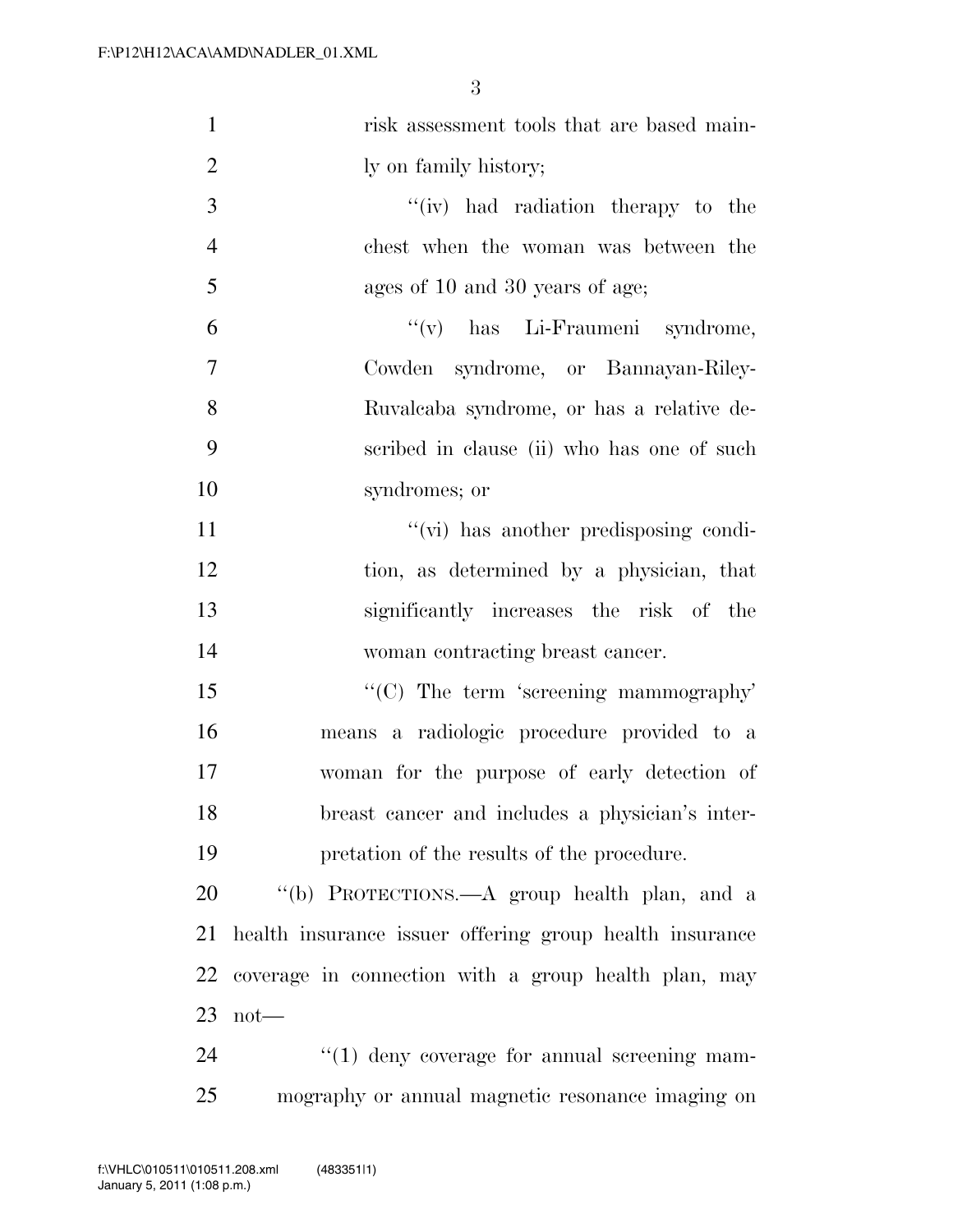risk assessment tools that are based mainly on family history;

"(iv) had radiation therapy to the chest when the woman was between the ages of 10 and 30 years of age;

"(v) has Li-Fraumeni syndrome, Cowden syndrome, or Bannayan-Riley-Ruvalcaba syndrome, or has a relative described in clause (ii) who has one of such syndromes; or

"(vi) has another predisposing condition, as determined by a physician, that significantly increases the risk of the woman contracting breast cancer.

"(C) The term 'screening mammography' means a radiologic procedure provided to a woman for the purpose of early detection of breast cancer and includes a physician's interpretation of the results of the procedure.

"(b) PROTECTIONS.—A group health plan, and a health insurance issuer offering group health insurance coverage in connection with a group health plan, may not—

"(1) deny coverage for annual screening mammography or annual magnetic resonance imaging on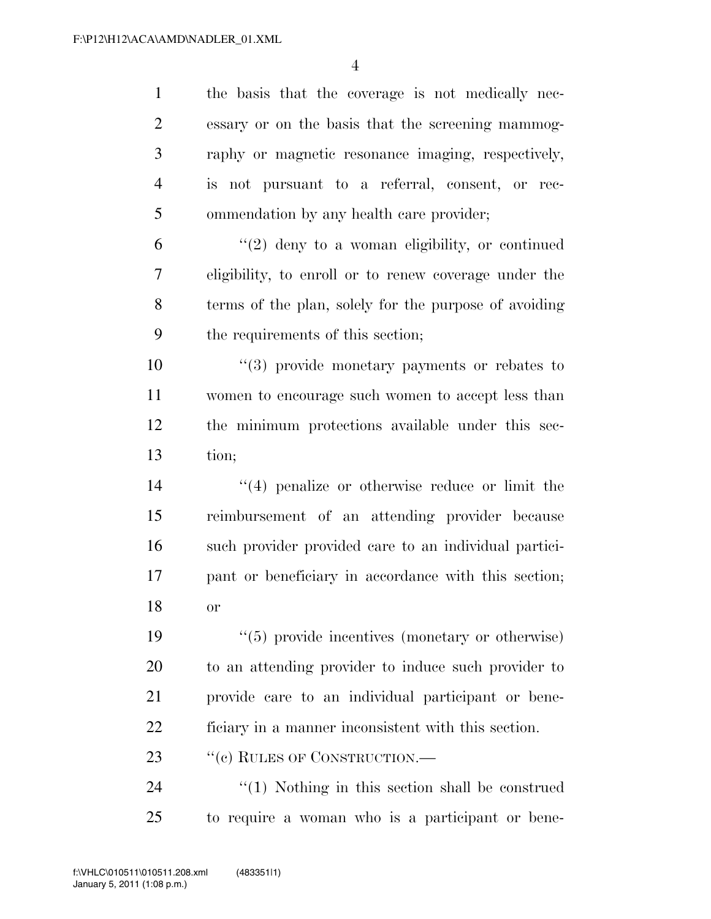the basis that the coverage is not medically necessary or on the basis that the screening mammography or magnetic resonance imaging, respectively, is not pursuant to a referral, consent, or recommendation by any health care provider;

"(2) deny to a woman eligibility, or continued eligibility, to enroll or to renew coverage under the terms of the plan, solely for the purpose of avoiding the requirements of this section;

"(3) provide monetary payments or rebates to women to encourage such women to accept less than the minimum protections available under this section;

"(4) penalize or otherwise reduce or limit the reimbursement of an attending provider because such provider provided care to an individual participant or beneficiary in accordance with this section; or

"(5) provide incentives (monetary or otherwise) to an attending provider to induce such provider to provide care to an individual participant or beneficiary in a manner inconsistent with this section.

"(c) RULES OF CONSTRUCTION.—

"(1) Nothing in this section shall be construed to require a woman who is a participant or bene-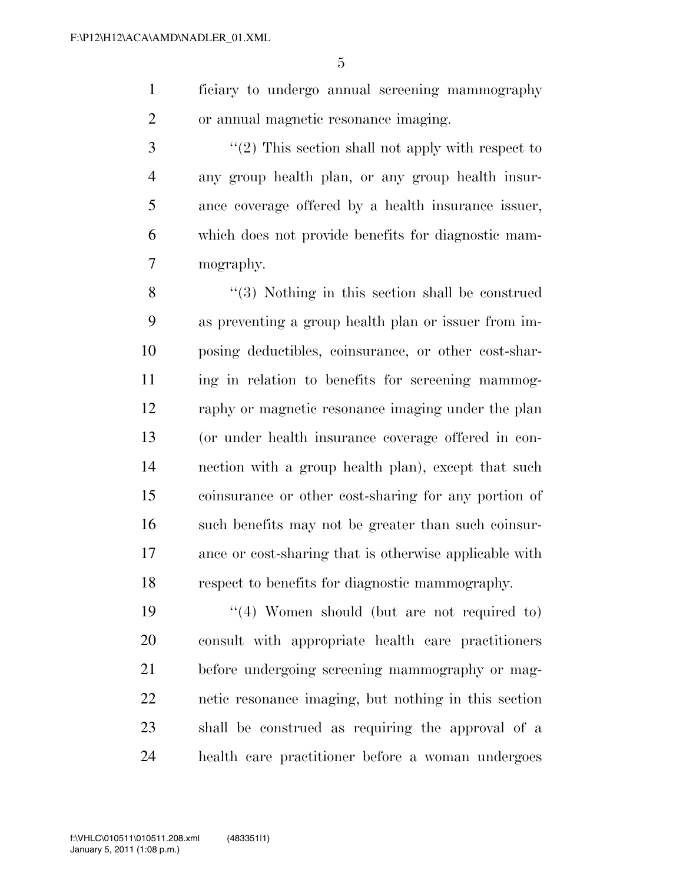ficiary to undergo annual screening mammography or annual magnetic resonance imaging.

''(2) This section shall not apply with respect to any group health plan, or any group health insurance coverage offered by a health insurance issuer, which does not provide benefits for diagnostic mammography.

''(3) Nothing in this section shall be construed as preventing a group health plan or issuer from imposing deductibles, coinsurance, or other cost-sharing in relation to benefits for screening mammography or magnetic resonance imaging under the plan (or under health insurance coverage offered in connection with a group health plan), except that such coinsurance or other cost-sharing for any portion of such benefits may not be greater than such coinsurance or cost-sharing that is otherwise applicable with respect to benefits for diagnostic mammography.

''(4) Women should (but are not required to) consult with appropriate health care practitioners before undergoing screening mammography or magnetic resonance imaging, but nothing in this section shall be construed as requiring the approval of a health care practitioner before a woman undergoes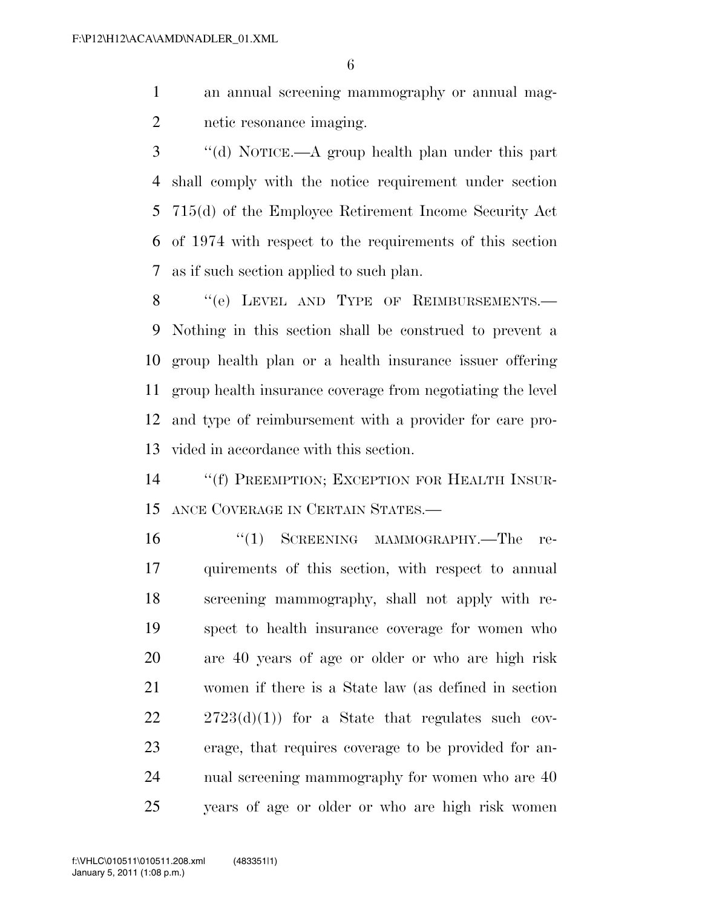an annual screening mammography or annual magnetic resonance imaging.

''(d) NOTICE.—A group health plan under this part shall comply with the notice requirement under section 715(d) of the Employee Retirement Income Security Act of 1974 with respect to the requirements of this section as if such section applied to such plan.

''(e) LEVEL AND TYPE OF REIMBURSEMENTS.— Nothing in this section shall be construed to prevent a group health plan or a health insurance issuer offering group health insurance coverage from negotiating the level and type of reimbursement with a provider for care provided in accordance with this section.

''(f) PREEMPTION; EXCEPTION FOR HEALTH INSURANCE COVERAGE IN CERTAIN STATES.—

''(1) SCREENING MAMMOGRAPHY.—The requirements of this section, with respect to annual screening mammography, shall not apply with respect to health insurance coverage for women who are 40 years of age or older or who are high risk women if there is a State law (as defined in section 2723(d)(1)) for a State that regulates such coverage, that requires coverage to be provided for annual screening mammography for women who are 40 years of age or older or who are high risk women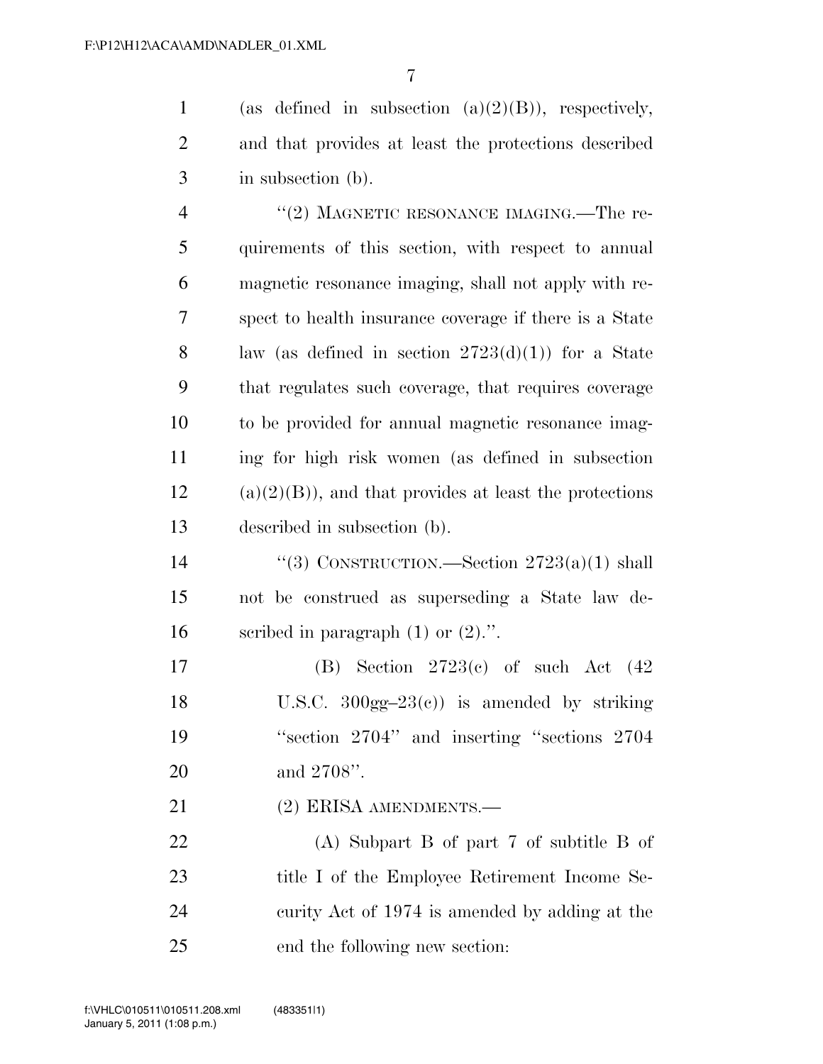(as defined in subsection (a)(2)(B)), respectively, and that provides at least the protections described in subsection (b).

"(2) MAGNETIC RESONANCE IMAGING.—The requirements of this section, with respect to annual magnetic resonance imaging, shall not apply with respect to health insurance coverage if there is a State law (as defined in section 2723(d)(1)) for a State that regulates such coverage, that requires coverage to be provided for annual magnetic resonance imaging for high risk women (as defined in subsection (a)(2)(B)), and that provides at least the protections described in subsection (b).

"(3) CONSTRUCTION.—Section 2723(a)(1) shall not be construed as superseding a State law described in paragraph (1) or (2).".

(B) Section 2723(c) of such Act (42 U.S.C. 300gg–23(c)) is amended by striking "section 2704" and inserting "sections 2704 and 2708".

(2) ERISA AMENDMENTS.—

(A) Subpart B of part 7 of subtitle B of title I of the Employee Retirement Income Security Act of 1974 is amended by adding at the end the following new section: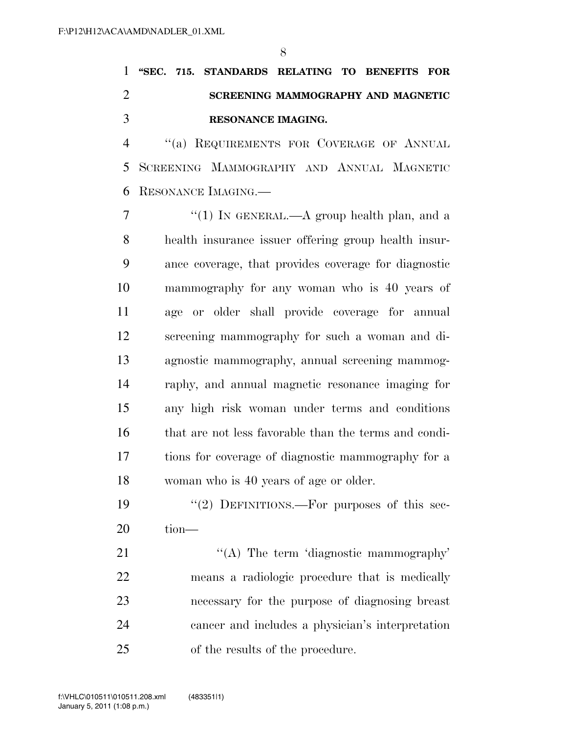**"SEC. 715. STANDARDS RELATING TO BENEFITS FOR SCREENING MAMMOGRAPHY AND MAGNETIC RESONANCE IMAGING.**

"(a) REQUIREMENTS FOR COVERAGE OF ANNUAL SCREENING MAMMOGRAPHY AND ANNUAL MAGNETIC RESONANCE IMAGING.—

"(1) IN GENERAL.—A group health plan, and a health insurance issuer offering group health insurance coverage, that provides coverage for diagnostic mammography for any woman who is 40 years of age or older shall provide coverage for annual screening mammography for such a woman and diagnostic mammography, annual screening mammography, and annual magnetic resonance imaging for any high risk woman under terms and conditions that are not less favorable than the terms and conditions for coverage of diagnostic mammography for a woman who is 40 years of age or older.

"(2) DEFINITIONS.—For purposes of this section—

"(A) The term 'diagnostic mammography' means a radiologic procedure that is medically necessary for the purpose of diagnosing breast cancer and includes a physician's interpretation of the results of the procedure.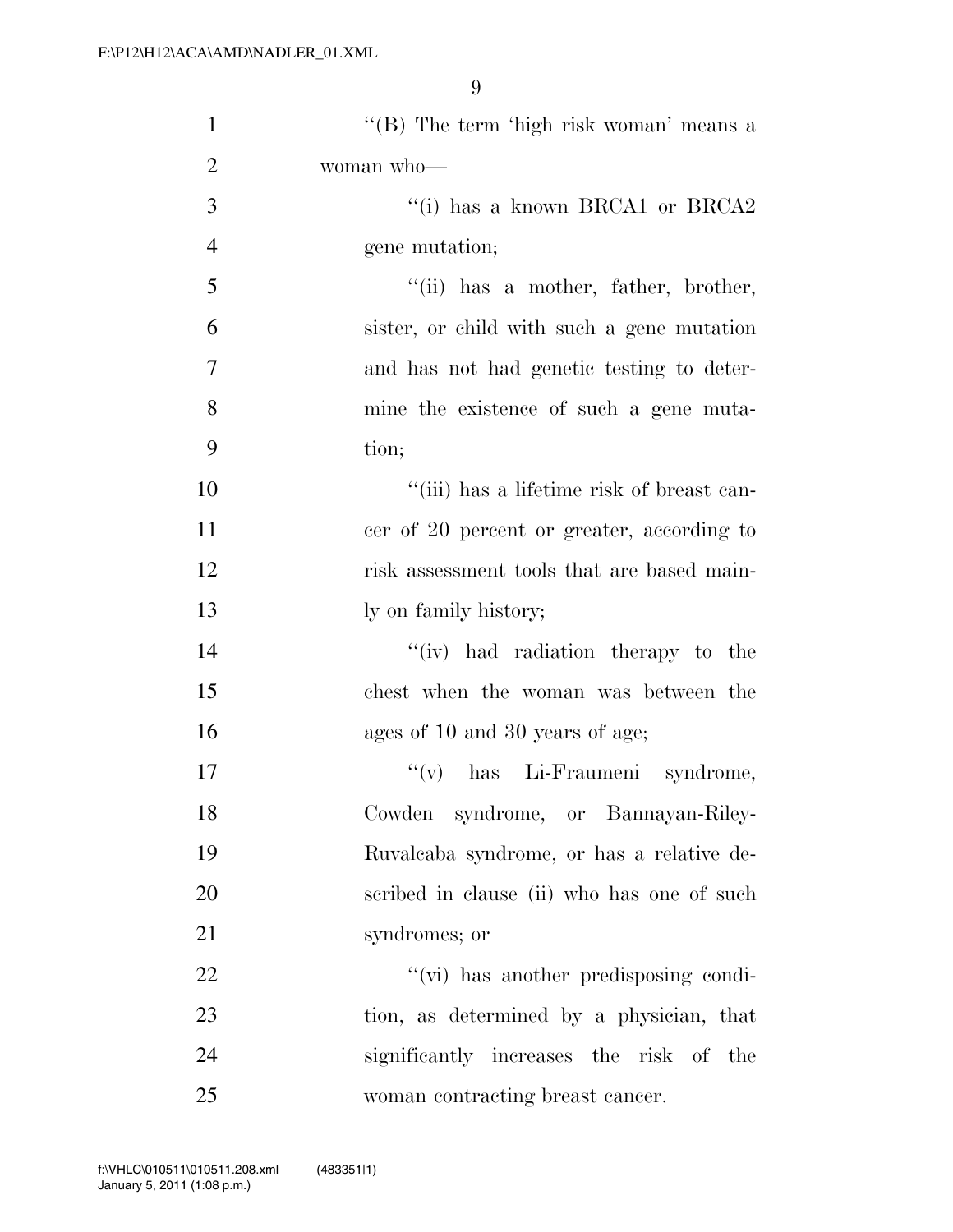''(B) The term 'high risk woman' means a woman who—

''(i) has a known BRCA1 or BRCA2 gene mutation;

''(ii) has a mother, father, brother, sister, or child with such a gene mutation and has not had genetic testing to determine the existence of such a gene mutation;

''(iii) has a lifetime risk of breast cancer of 20 percent or greater, according to risk assessment tools that are based mainly on family history;

''(iv) had radiation therapy to the chest when the woman was between the ages of 10 and 30 years of age;

''(v) has Li-Fraumeni syndrome, Cowden syndrome, or Bannayan-Riley-Ruvalcaba syndrome, or has a relative described in clause (ii) who has one of such syndromes; or

''(vi) has another predisposing condition, as determined by a physician, that significantly increases the risk of the woman contracting breast cancer.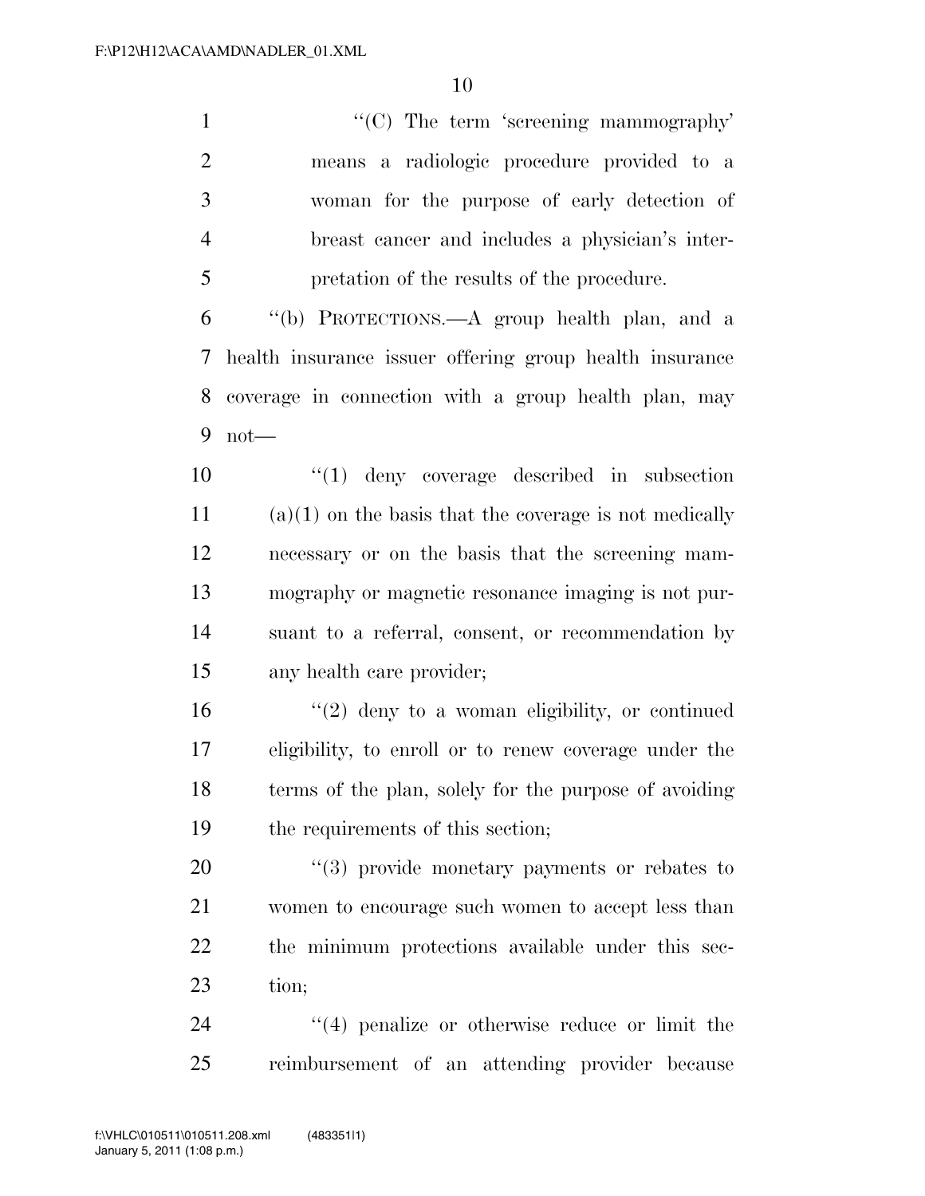''(C) The term 'screening mammography' means a radiologic procedure provided to a woman for the purpose of early detection of breast cancer and includes a physician's interpretation of the results of the procedure.

''(b) PROTECTIONS.—A group health plan, and a health insurance issuer offering group health insurance coverage in connection with a group health plan, may not—

''(1) deny coverage described in subsection (a)(1) on the basis that the coverage is not medically necessary or on the basis that the screening mammography or magnetic resonance imaging is not pursuant to a referral, consent, or recommendation by any health care provider;

''(2) deny to a woman eligibility, or continued eligibility, to enroll or to renew coverage under the terms of the plan, solely for the purpose of avoiding the requirements of this section;

''(3) provide monetary payments or rebates to women to encourage such women to accept less than the minimum protections available under this section;

''(4) penalize or otherwise reduce or limit the reimbursement of an attending provider because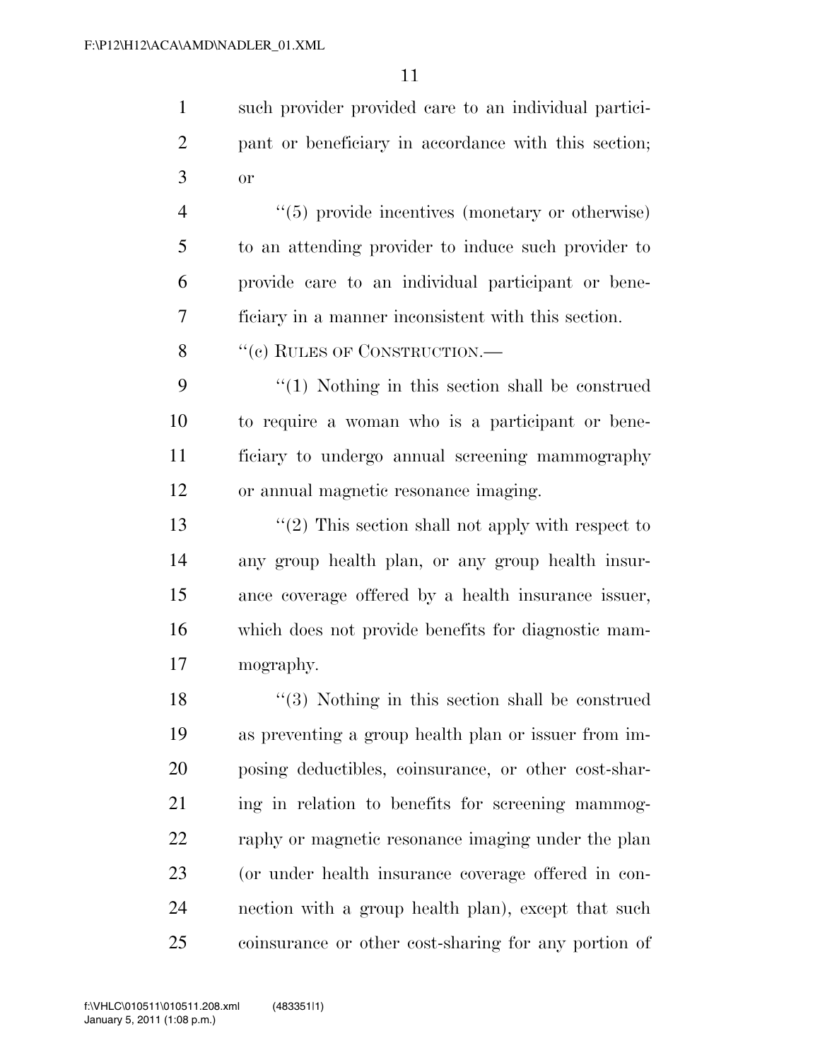such provider provided care to an individual participant or beneficiary in accordance with this section; or

''(5) provide incentives (monetary or otherwise) to an attending provider to induce such provider to provide care to an individual participant or beneficiary in a manner inconsistent with this section.

''(c) RULES OF CONSTRUCTION.—

''(1) Nothing in this section shall be construed to require a woman who is a participant or beneficiary to undergo annual screening mammography or annual magnetic resonance imaging.

''(2) This section shall not apply with respect to any group health plan, or any group health insurance coverage offered by a health insurance issuer, which does not provide benefits for diagnostic mammography.

''(3) Nothing in this section shall be construed as preventing a group health plan or issuer from imposing deductibles, coinsurance, or other cost-sharing in relation to benefits for screening mammography or magnetic resonance imaging under the plan (or under health insurance coverage offered in connection with a group health plan), except that such coinsurance or other cost-sharing for any portion of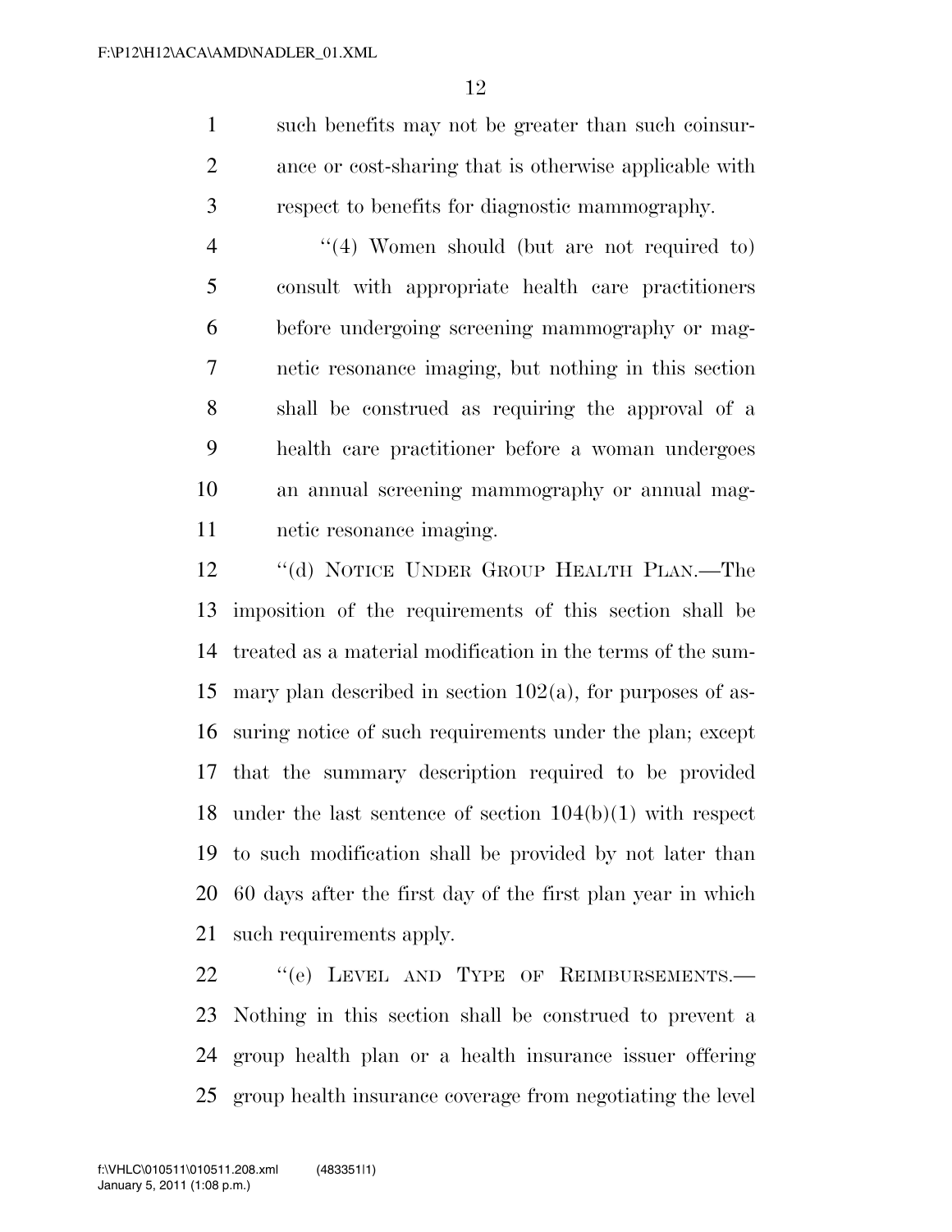such benefits may not be greater than such coinsurance or cost-sharing that is otherwise applicable with respect to benefits for diagnostic mammography.

"(4) Women should (but are not required to) consult with appropriate health care practitioners before undergoing screening mammography or magnetic resonance imaging, but nothing in this section shall be construed as requiring the approval of a health care practitioner before a woman undergoes an annual screening mammography or annual magnetic resonance imaging.

"(d) NOTICE UNDER GROUP HEALTH PLAN.—The imposition of the requirements of this section shall be treated as a material modification in the terms of the summary plan described in section 102(a), for purposes of assuring notice of such requirements under the plan; except that the summary description required to be provided under the last sentence of section 104(b)(1) with respect to such modification shall be provided by not later than 60 days after the first day of the first plan year in which such requirements apply.

"(e) LEVEL AND TYPE OF REIMBURSEMENTS.— Nothing in this section shall be construed to prevent a group health plan or a health insurance issuer offering group health insurance coverage from negotiating the level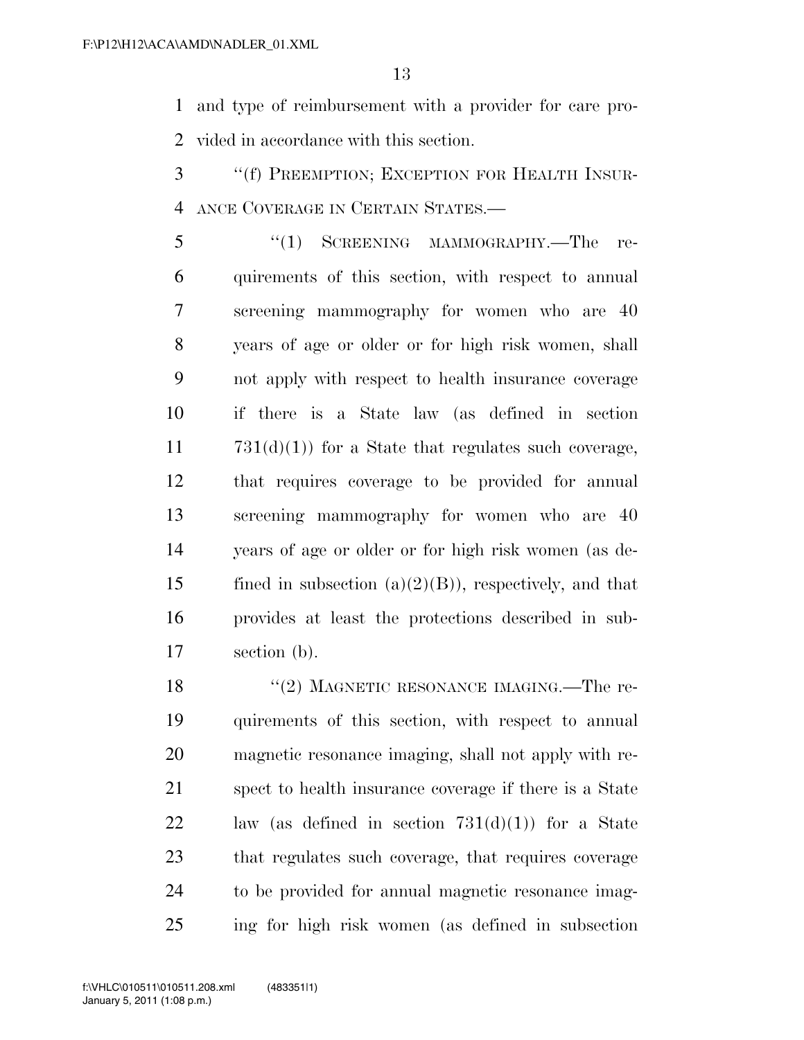and type of reimbursement with a provider for care provided in accordance with this section.

"(f) PREEMPTION; EXCEPTION FOR HEALTH INSURANCE COVERAGE IN CERTAIN STATES.—

"(1) SCREENING MAMMOGRAPHY.—The requirements of this section, with respect to annual screening mammography for women who are 40 years of age or older or for high risk women, shall not apply with respect to health insurance coverage if there is a State law (as defined in section 731(d)(1)) for a State that regulates such coverage, that requires coverage to be provided for annual screening mammography for women who are 40 years of age or older or for high risk women (as defined in subsection (a)(2)(B)), respectively, and that provides at least the protections described in subsection (b).

"(2) MAGNETIC RESONANCE IMAGING.—The requirements of this section, with respect to annual magnetic resonance imaging, shall not apply with respect to health insurance coverage if there is a State law (as defined in section 731(d)(1)) for a State that regulates such coverage, that requires coverage to be provided for annual magnetic resonance imaging for high risk women (as defined in subsection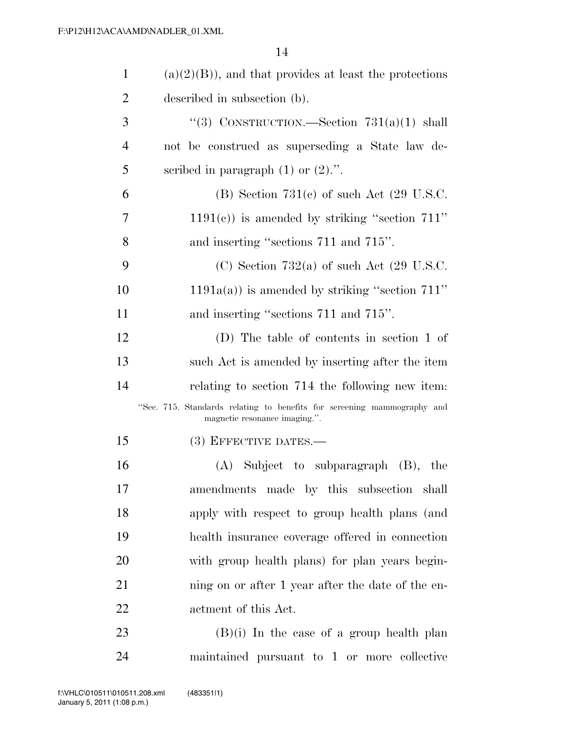(a)(2)(B)), and that provides at least the protections described in subsection (b).

"(3) CONSTRUCTION.—Section 731(a)(1) shall not be construed as superseding a State law described in paragraph (1) or (2).".

(B) Section 731(c) of such Act (29 U.S.C. 1191(c)) is amended by striking "section 711" and inserting "sections 711 and 715".

(C) Section 732(a) of such Act (29 U.S.C. 1191a(a)) is amended by striking "section 711" and inserting "sections 711 and 715".

(D) The table of contents in section 1 of such Act is amended by inserting after the item relating to section 714 the following new item:

"Sec. 715. Standards relating to benefits for screening mammography and magnetic resonance imaging.".

(3) EFFECTIVE DATES.—

(A) Subject to subparagraph (B), the amendments made by this subsection shall apply with respect to group health plans (and health insurance coverage offered in connection with group health plans) for plan years beginning on or after 1 year after the date of the enactment of this Act.

(B)(i) In the case of a group health plan maintained pursuant to 1 or more collective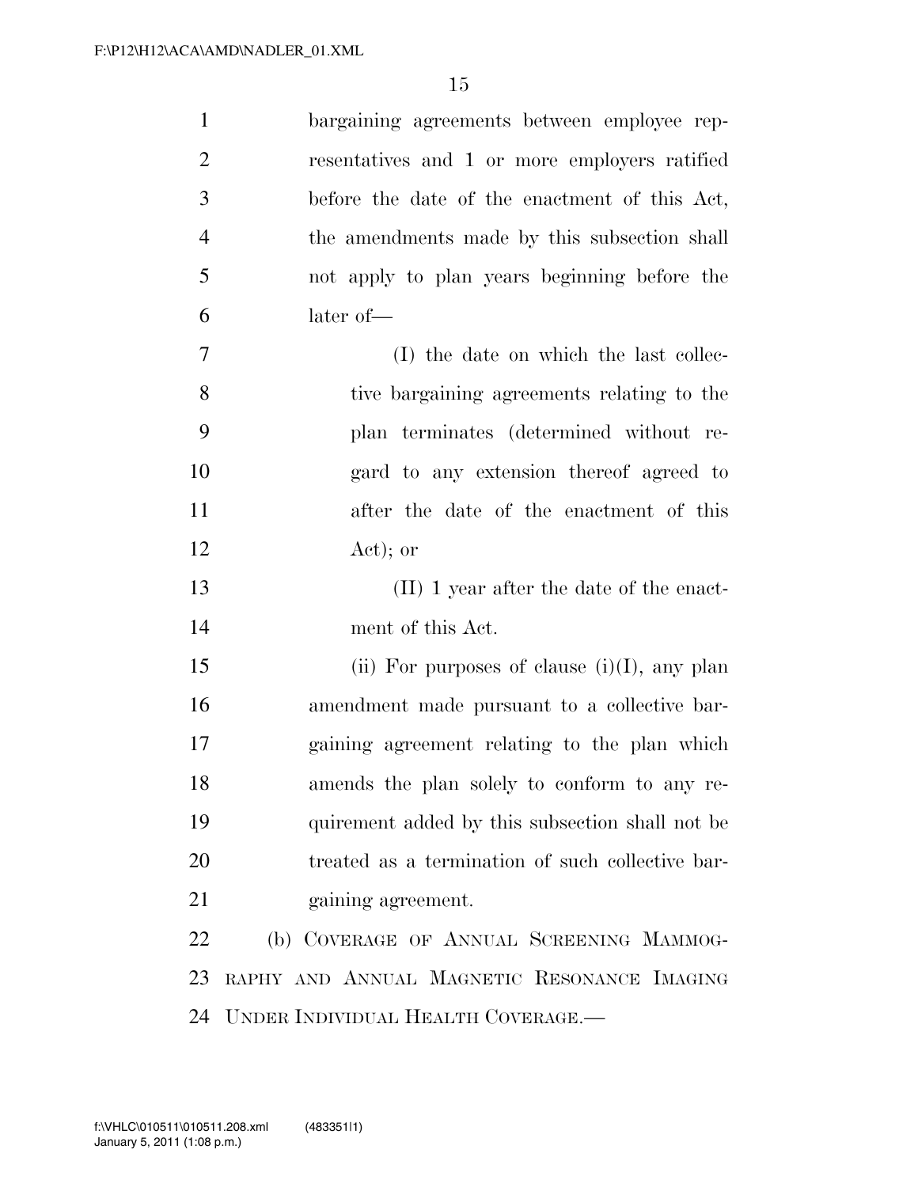bargaining agreements between employee representatives and 1 or more employers ratified before the date of the enactment of this Act, the amendments made by this subsection shall not apply to plan years beginning before the later of—

(I) the date on which the last collective bargaining agreements relating to the plan terminates (determined without regard to any extension thereof agreed to after the date of the enactment of this Act); or

(II) 1 year after the date of the enactment of this Act.

(ii) For purposes of clause (i)(I), any plan amendment made pursuant to a collective bargaining agreement relating to the plan which amends the plan solely to conform to any requirement added by this subsection shall not be treated as a termination of such collective bargaining agreement.

(b) COVERAGE OF ANNUAL SCREENING MAMMOGRAPHY AND ANNUAL MAGNETIC RESONANCE IMAGING UNDER INDIVIDUAL HEALTH COVERAGE.—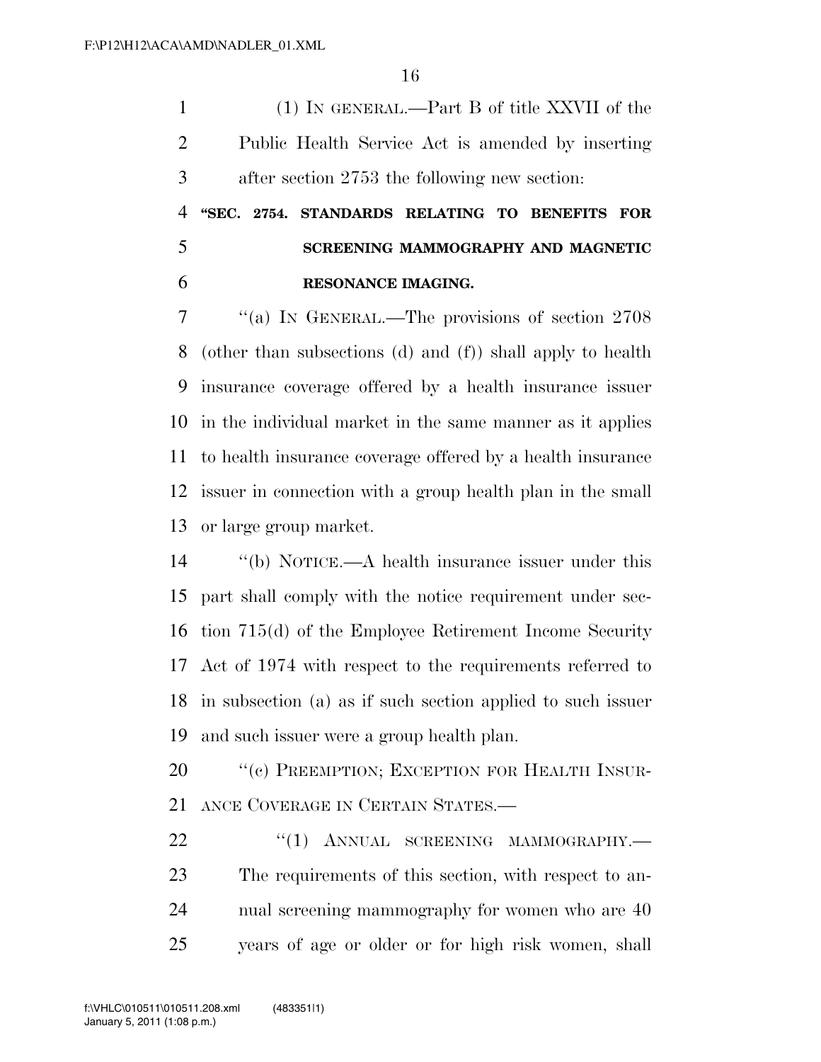(1) IN GENERAL.—Part B of title XXVII of the Public Health Service Act is amended by inserting after section 2753 the following new section:

**"SEC. 2754. STANDARDS RELATING TO BENEFITS FOR SCREENING MAMMOGRAPHY AND MAGNETIC RESONANCE IMAGING.**

"(a) IN GENERAL.—The provisions of section 2708 (other than subsections (d) and (f)) shall apply to health insurance coverage offered by a health insurance issuer in the individual market in the same manner as it applies to health insurance coverage offered by a health insurance issuer in connection with a group health plan in the small or large group market.

"(b) NOTICE.—A health insurance issuer under this part shall comply with the notice requirement under section 715(d) of the Employee Retirement Income Security Act of 1974 with respect to the requirements referred to in subsection (a) as if such section applied to such issuer and such issuer were a group health plan.

"(c) PREEMPTION; EXCEPTION FOR HEALTH INSURANCE COVERAGE IN CERTAIN STATES.—

"(1) ANNUAL SCREENING MAMMOGRAPHY.—The requirements of this section, with respect to annual screening mammography for women who are 40 years of age or older or for high risk women, shall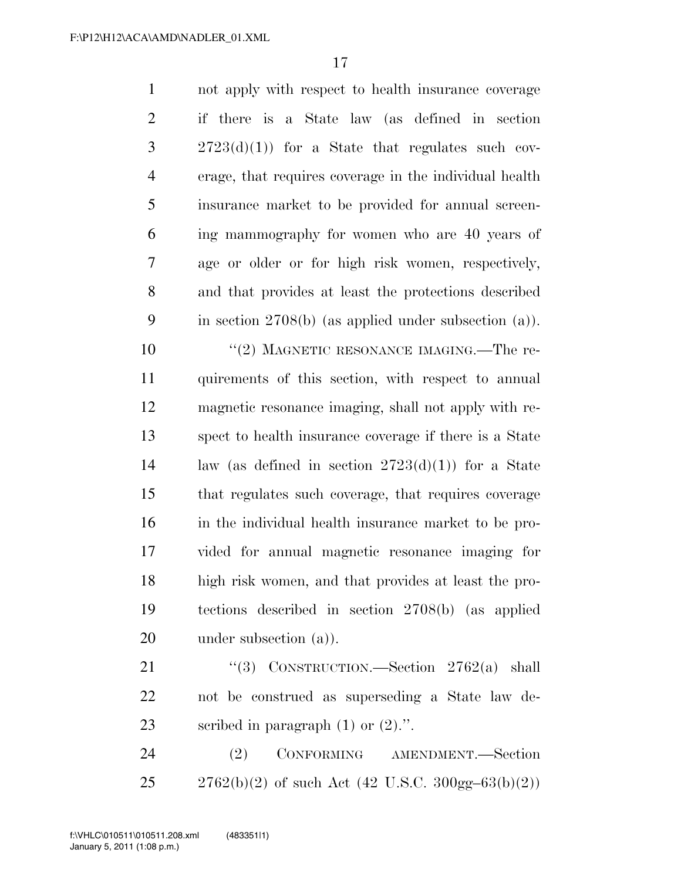not apply with respect to health insurance coverage if there is a State law (as defined in section 2723(d)(1)) for a State that regulates such coverage, that requires coverage in the individual health insurance market to be provided for annual screening mammography for women who are 40 years of age or older or for high risk women, respectively, and that provides at least the protections described in section 2708(b) (as applied under subsection (a)).

"(2) MAGNETIC RESONANCE IMAGING.—The requirements of this section, with respect to annual magnetic resonance imaging, shall not apply with respect to health insurance coverage if there is a State law (as defined in section 2723(d)(1)) for a State that regulates such coverage, that requires coverage in the individual health insurance market to be provided for annual magnetic resonance imaging for high risk women, and that provides at least the protections described in section 2708(b) (as applied under subsection (a)).

"(3) CONSTRUCTION.—Section 2762(a) shall not be construed as superseding a State law described in paragraph (1) or (2).".

(2) CONFORMING AMENDMENT.—Section 2762(b)(2) of such Act (42 U.S.C. 300gg–63(b)(2))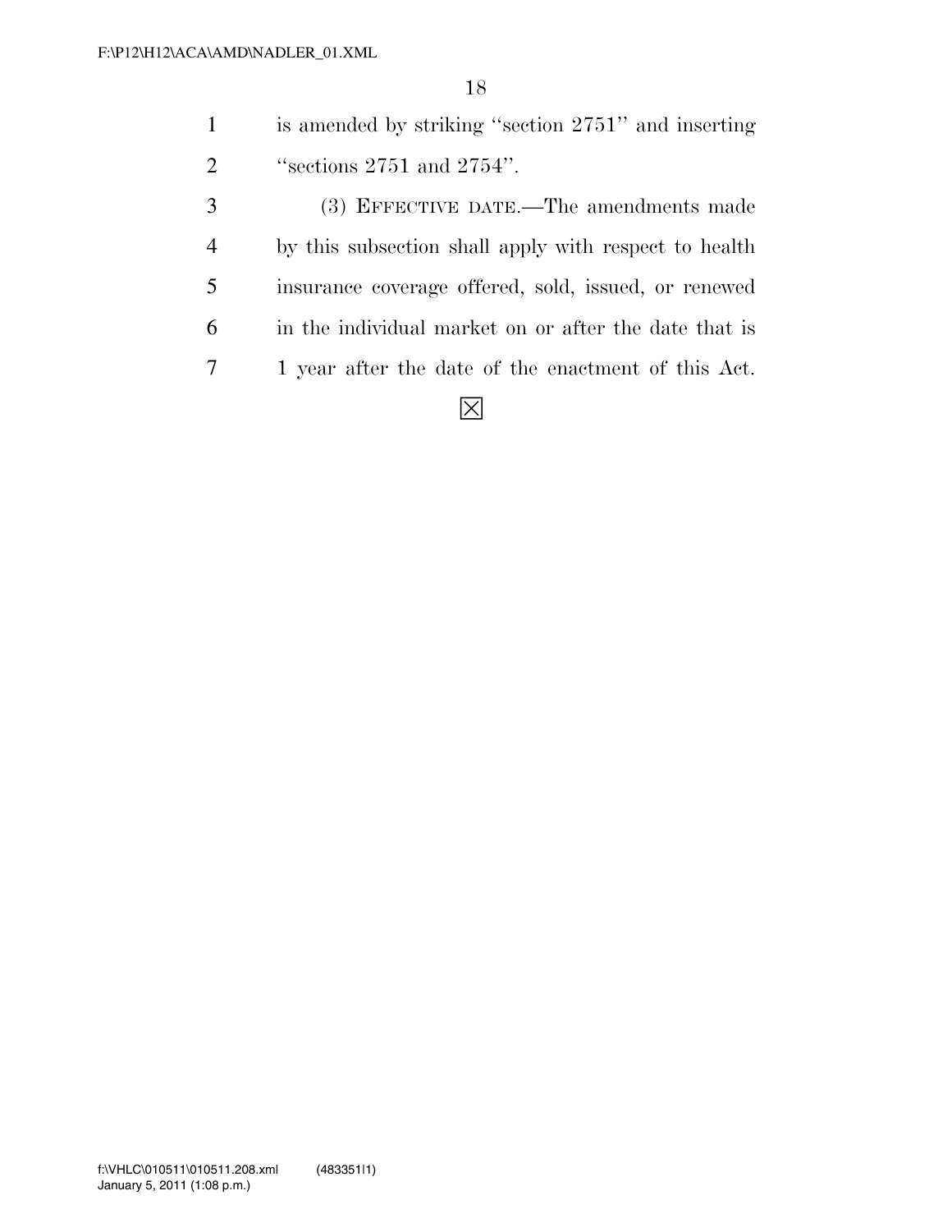is amended by striking "section 2751" and inserting "sections 2751 and 2754".

(3) EFFECTIVE DATE.—The amendments made by this subsection shall apply with respect to health insurance coverage offered, sold, issued, or renewed in the individual market on or after the date that is 1 year after the date of the enactment of this Act.

☒